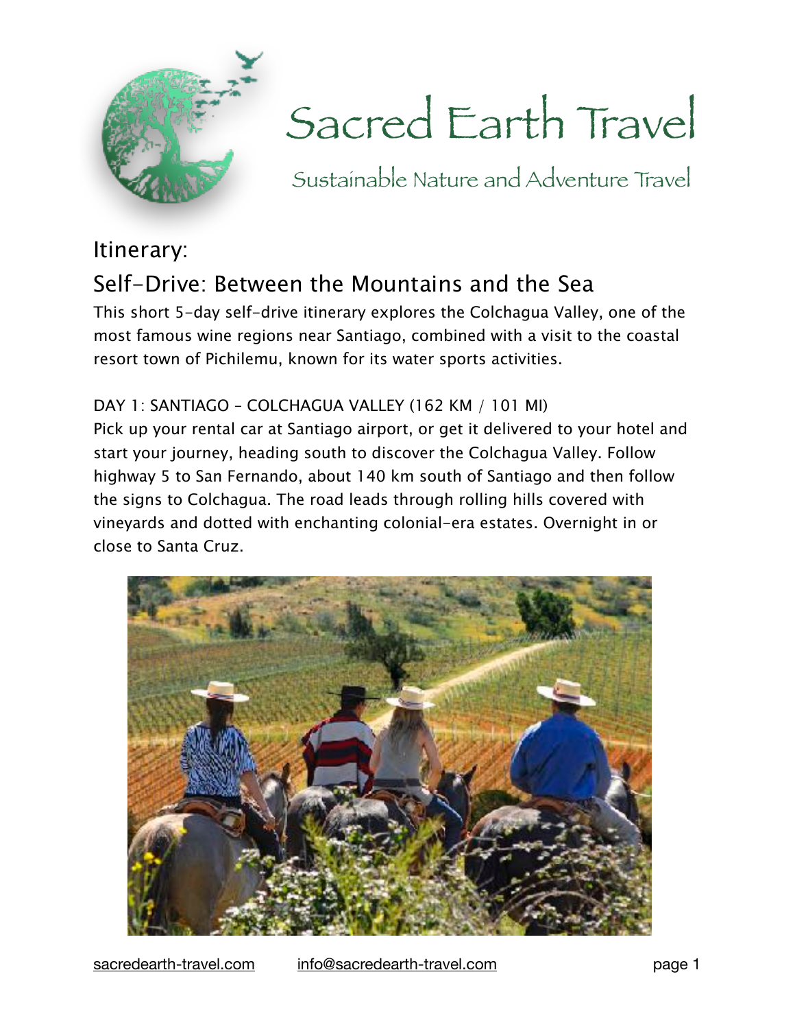# Sacred Earth Travel

Sustainable Nature and Adventure Travel

## Itinerary:

## Self-Drive: Between the Mountains and the Sea

This short 5-day self-drive itinerary explores the Colchagua Valley, one of the most famous wine regions near Santiago, combined with a visit to the coastal resort town of Pichilemu, known for its water sports activities.

### DAY 1: SANTIAGO – COLCHAGUA VALLEY (162 KM / 101 MI)

Pick up your rental car at Santiago airport, or get it delivered to your hotel and start your journey, heading south to discover the Colchagua Valley. Follow highway 5 to San Fernando, about 140 km south of Santiago and then follow the signs to Colchagua. The road leads through rolling hills covered with vineyards and dotted with enchanting colonial-era estates. Overnight in or close to Santa Cruz.

sacredearth-travel.com info@sacredearth-travel.com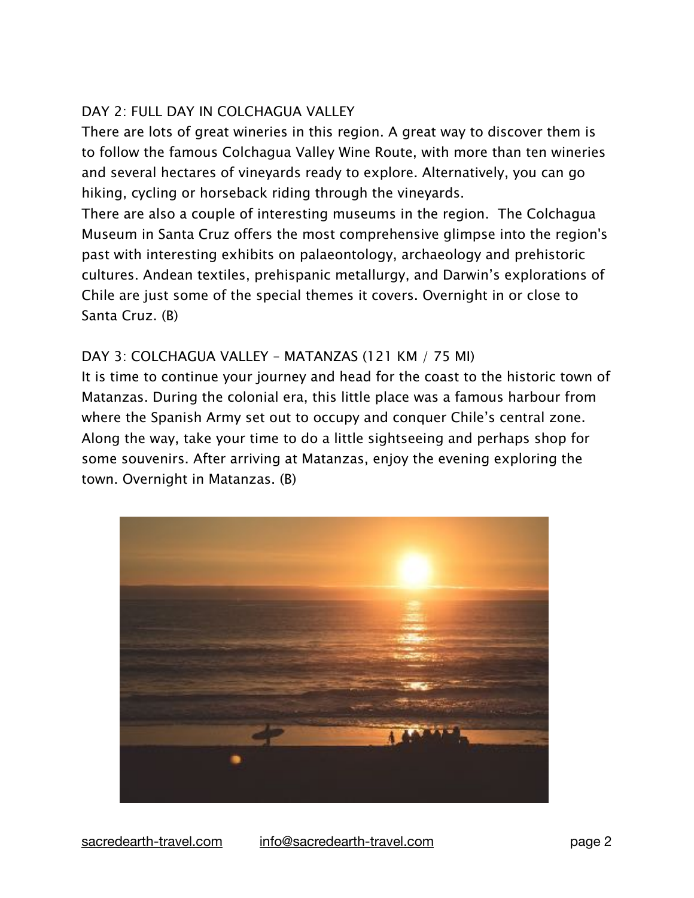## DAY 2: FULL DAY IN COLCHAGUA VALLEY

There are lots of great wineries in this region. A great way to discover them is to follow the famous Colchagua Valley Wine Route, with more than ten wineries and several hectares of vineyards ready to explore. Alternatively, you can go hiking, cycling or horseback riding through the vineyards.

There are also a couple of interesting museums in the region. The Colchagua Museum in Santa Cruz offers the most comprehensive glimpse into the region's past with interesting exhibits on palaeontology, archaeology and prehistoric cultures. Andean textiles, prehispanic metallurgy, and Darwin's explorations of Chile are just some of the special themes it covers. Overnight in or close to Santa Cruz. (B)

## DAY 3: COLCHAGUA VALLEY – MATANZAS (121 KM / 75 MI)

It is time to continue your journey and head for the coast to the historic town of Matanzas. During the colonial era, this little place was a famous harbour from where the Spanish Army set out to occupy and conquer Chile's central zone. Along the way, take your time to do a little sightseeing and perhaps shop for some souvenirs. After arriving at Matanzas, enjoy the evening exploring the town. Overnight in Matanzas. (B)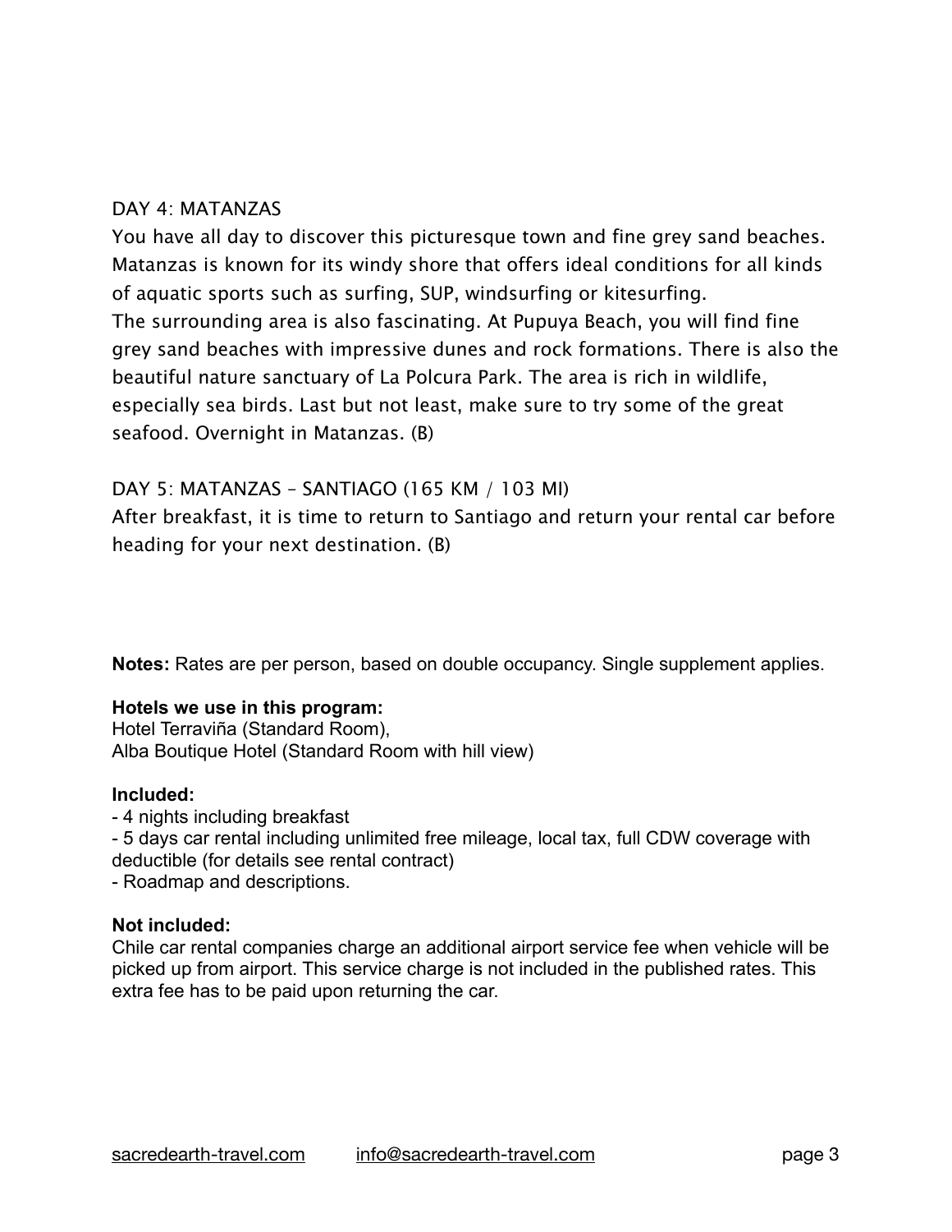DAY 4: MATANZAS

You have all day to discover this picturesque town and fine grey sand beaches. Matanzas is known for its windy shore that offers ideal conditions for all kinds of aquatic sports such as surfing, SUP, windsurfing or kitesurfing.
The surrounding area is also fascinating. At Pupuya Beach, you will find fine grey sand beaches with impressive dunes and rock formations. There is also the beautiful nature sanctuary of La Polcura Park. The area is rich in wildlife, especially sea birds. Last but not least, make sure to try some of the great seafood. Overnight in Matanzas. (B)

DAY 5: MATANZAS – SANTIAGO (165 KM / 103 MI)

After breakfast, it is time to return to Santiago and return your rental car before heading for your next destination. (B)

**Notes:** Rates are per person, based on double occupancy. Single supplement applies.

**Hotels we use in this program:**
Hotel Terraviña (Standard Room),
Alba Boutique Hotel (Standard Room with hill view)

**Included:**
- 4 nights including breakfast
- 5 days car rental including unlimited free mileage, local tax, full CDW coverage with deductible (for details see rental contract)
- Roadmap and descriptions.

**Not included:**
Chile car rental companies charge an additional airport service fee when vehicle will be picked up from airport. This service charge is not included in the published rates. This extra fee has to be paid upon returning the car.